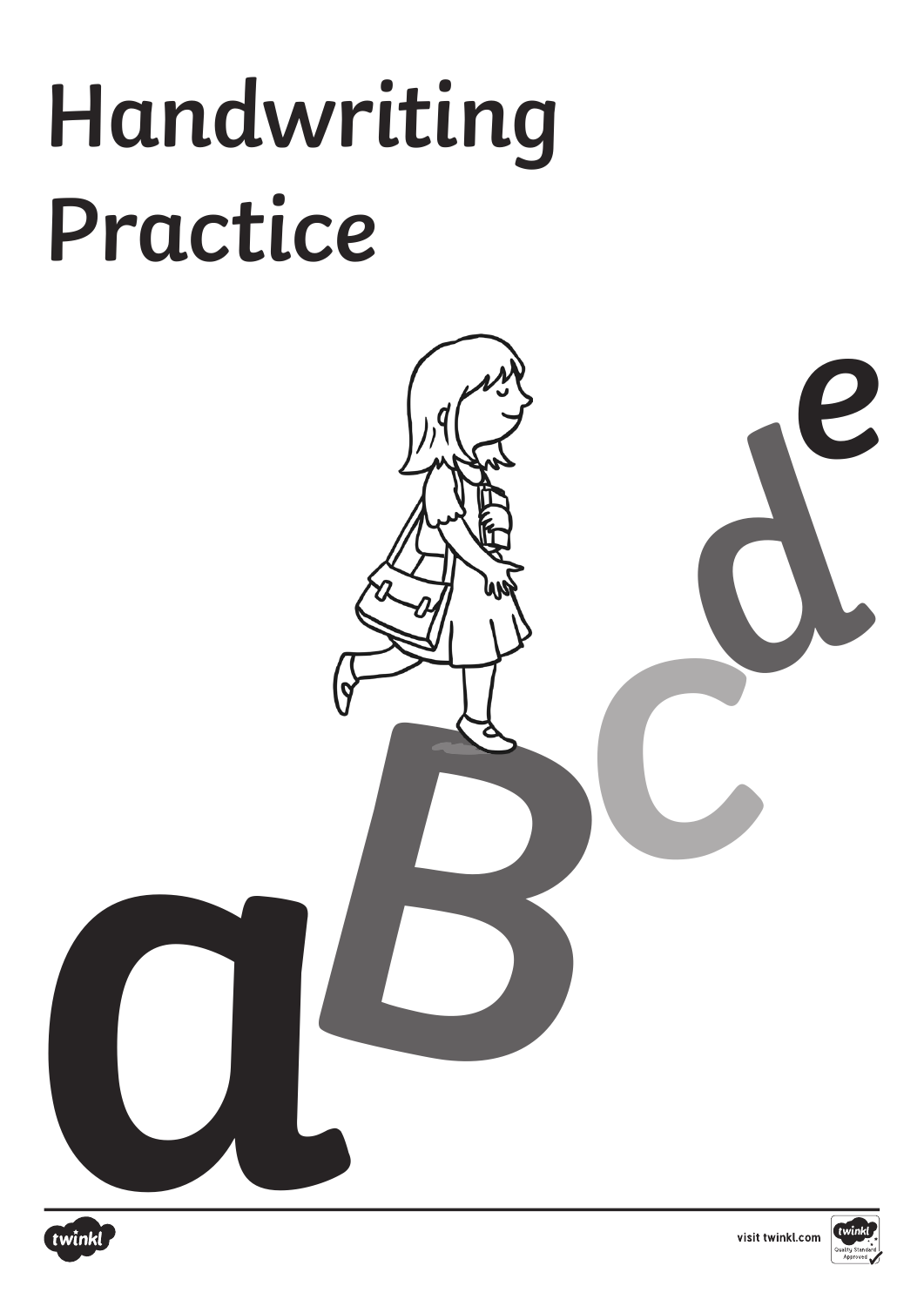# Handwriting Practice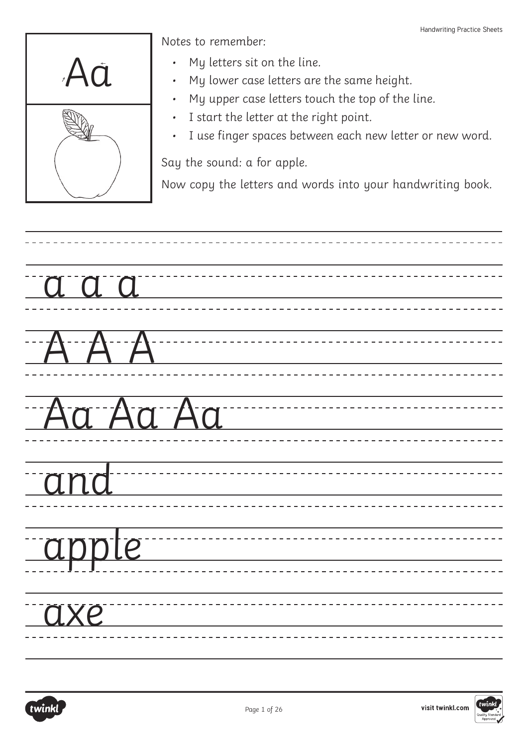Aa

Notes to remember:

- My letters sit on the line.
- My lower case letters are the same height.
- My upper case letters touch the top of the line.
- I start the letter at the right point.
- I use finger spaces between each new letter or new word.

Say the sound: a for apple.

Now copy the letters and words into your handwriting book.

a a a

A A A

Aa Aa Aa

and

apple

axe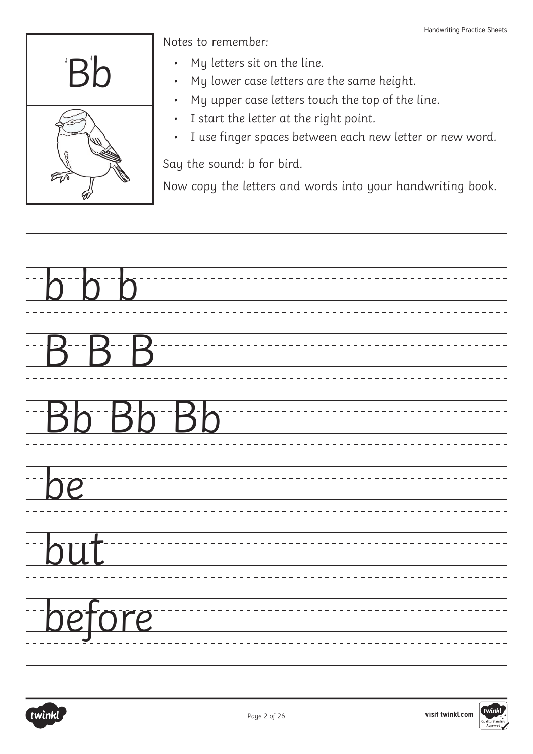Bb

Notes to remember:

- My letters sit on the line.
- My lower case letters are the same height.
- My upper case letters touch the top of the line.
- I start the letter at the right point.
- I use finger spaces between each new letter or new word.

Say the sound: b for bird.

Now copy the letters and words into your handwriting book.

b b b

B B B

Bb Bb Bb

be

but

before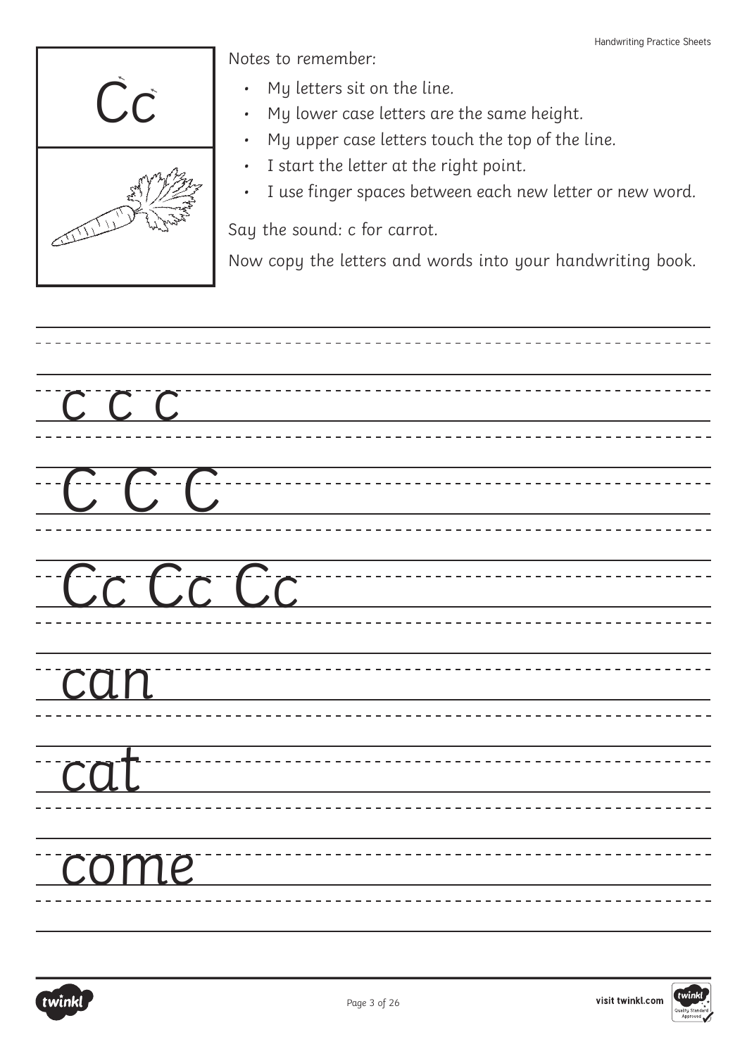Cc

Notes to remember:

- My letters sit on the line.
- My lower case letters are the same height.
- My upper case letters touch the top of the line.
- I start the letter at the right point.
- I use finger spaces between each new letter or new word.

Say the sound: c for carrot.

Now copy the letters and words into your handwriting book.

c c c

C C C

Cc Cc Cc

can

cat

come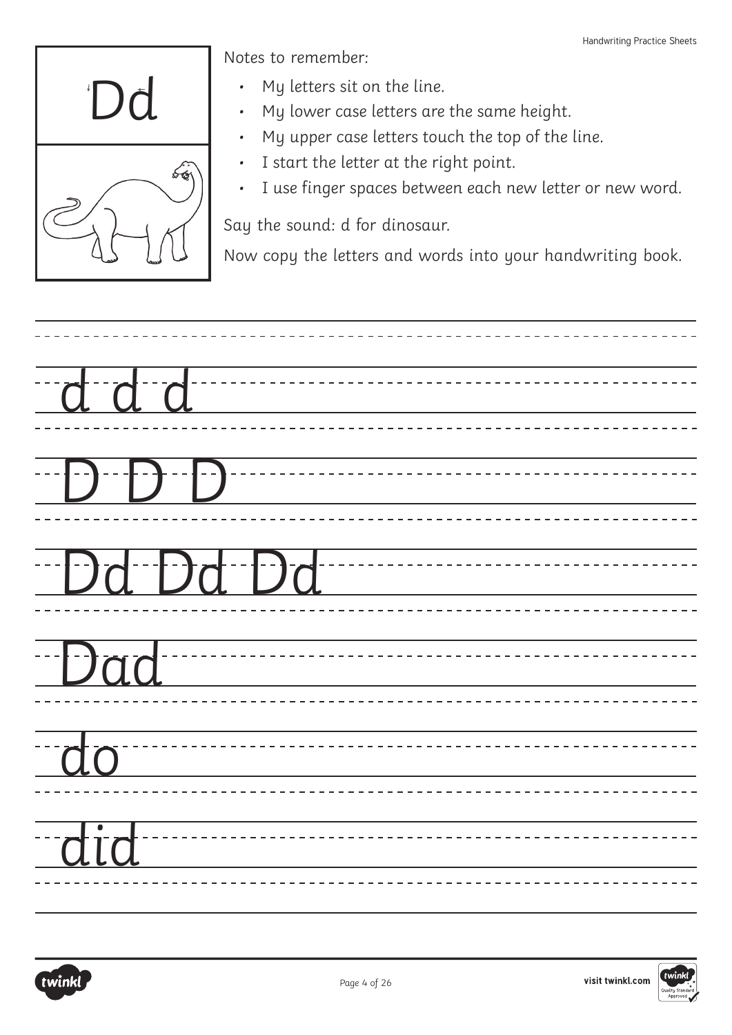Dd

Notes to remember:

- My letters sit on the line.
- My lower case letters are the same height.
- My upper case letters touch the top of the line.
- I start the letter at the right point.
- I use finger spaces between each new letter or new word.

Say the sound: d for dinosaur.

Now copy the letters and words into your handwriting book.

d d d

D D D

Dd Dd Dd

Dad

do

did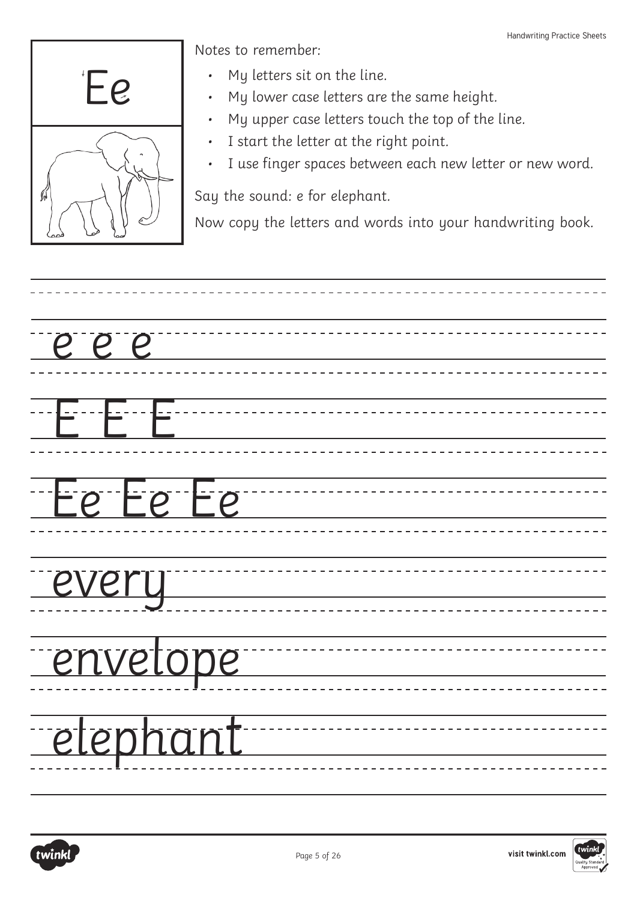Ee

Notes to remember:

- My letters sit on the line.
- My lower case letters are the same height.
- My upper case letters touch the top of the line.
- I start the letter at the right point.
- I use finger spaces between each new letter or new word.

Say the sound: *e* for elephant.

Now copy the letters and words into your handwriting book.

e e e

E E E

Ee Ee Ee

every

envelope

elephant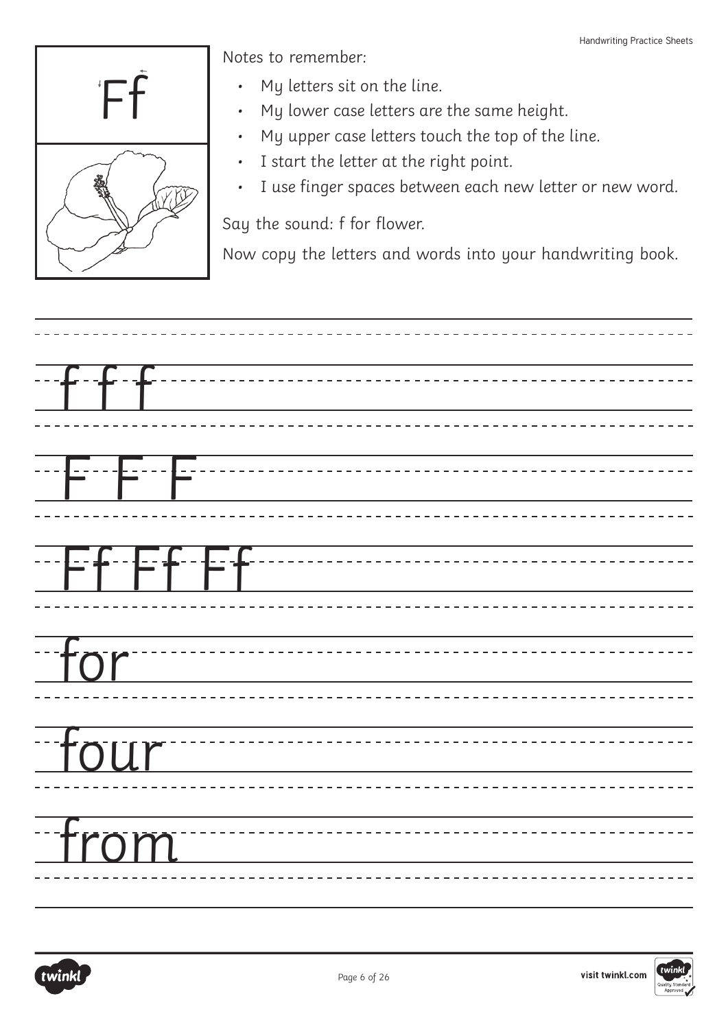Ff

Notes to remember:

- My letters sit on the line.
- My lower case letters are the same height.
- My upper case letters touch the top of the line.
- I start the letter at the right point.
- I use finger spaces between each new letter or new word.

Say the sound: f for flower.

Now copy the letters and words into your handwriting book.

f f f

F F F

Ff Ff Ff

for

four

from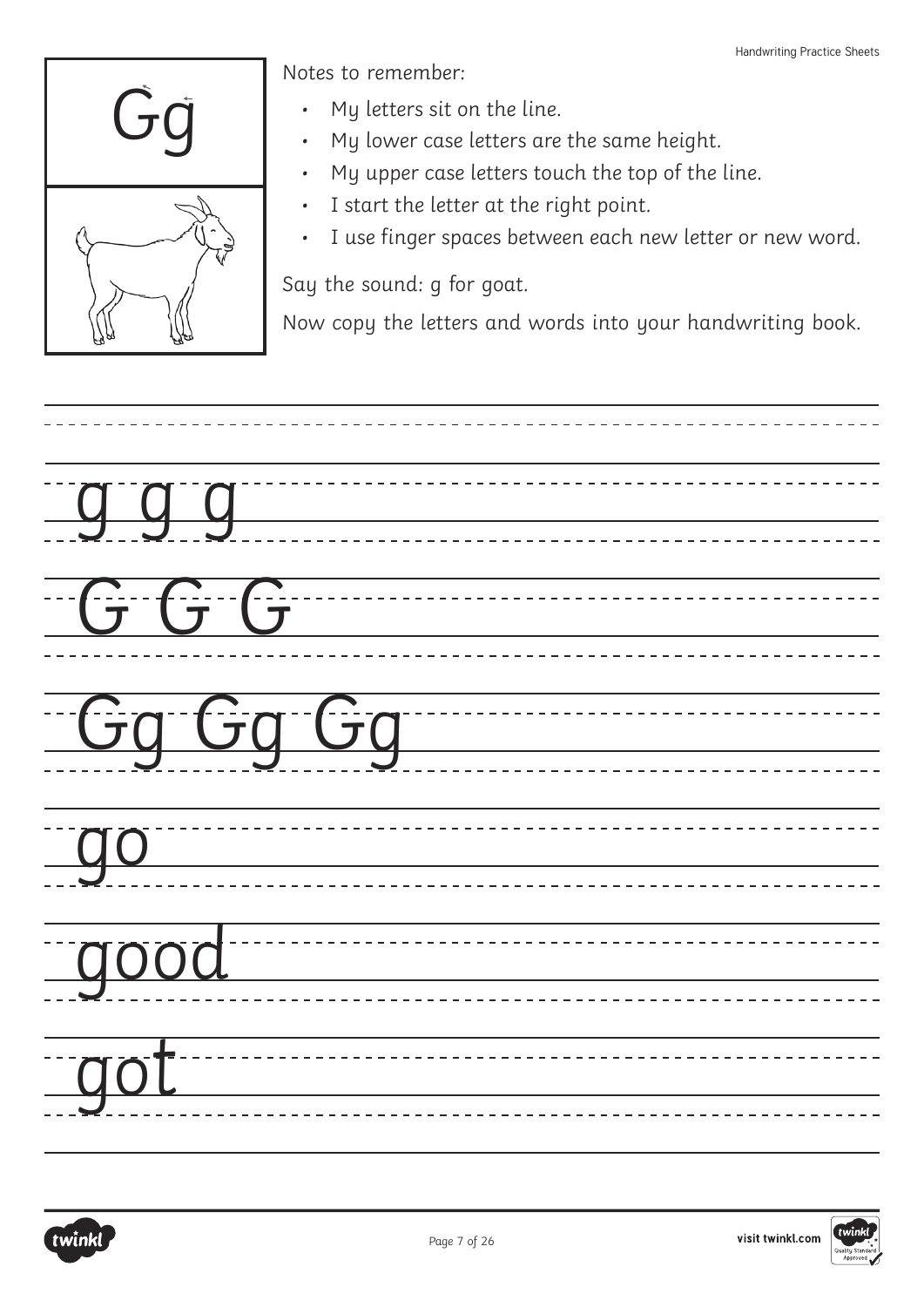Gg

Notes to remember:

- My letters sit on the line.
- My lower case letters are the same height.
- My upper case letters touch the top of the line.
- I start the letter at the right point.
- I use finger spaces between each new letter or new word.

Say the sound: g for goat.

Now copy the letters and words into your handwriting book.

g g g

G G G

Gg Gg Gg

go

good

got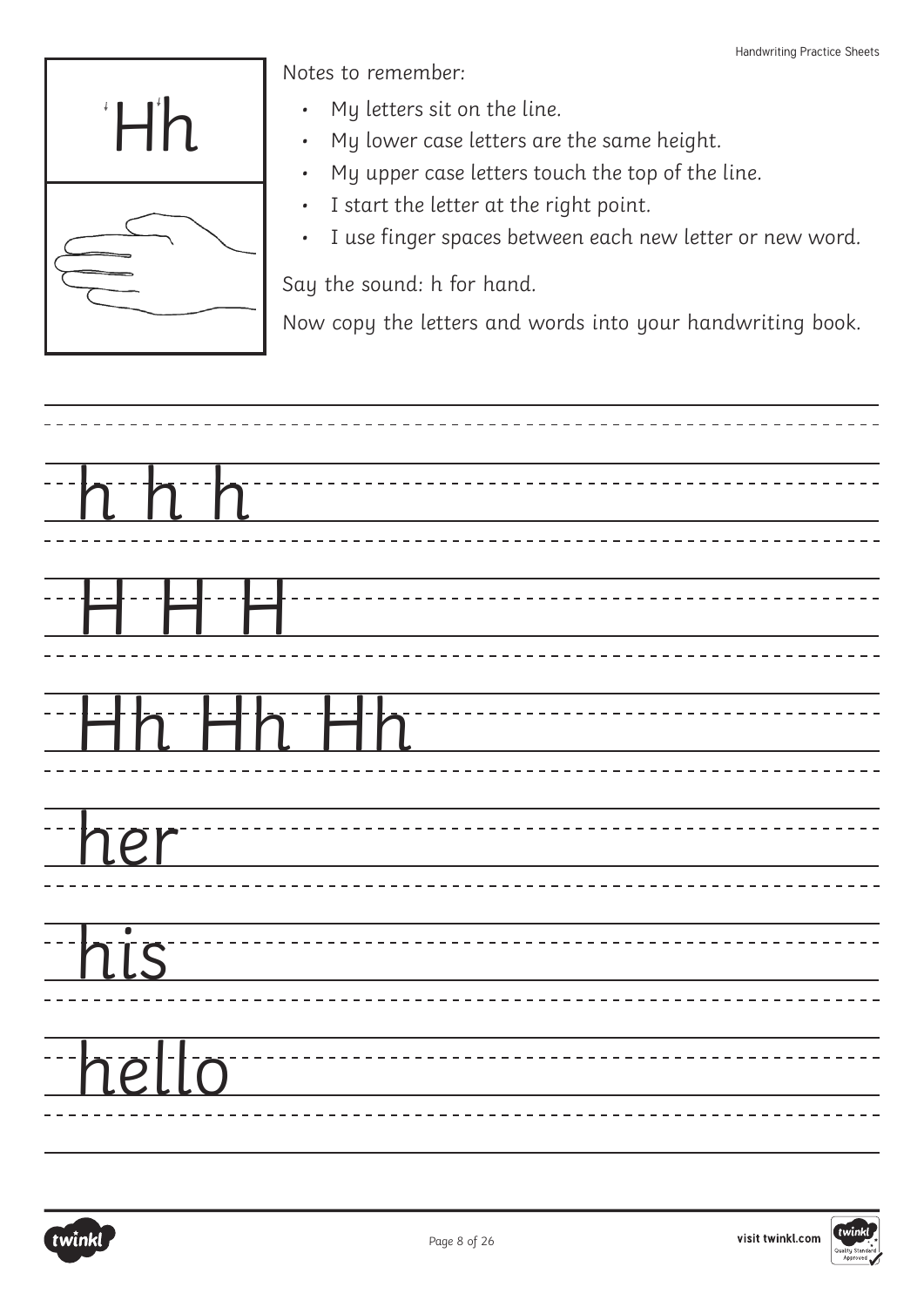Hh

Notes to remember:

- My letters sit on the line.
- My lower case letters are the same height.
- My upper case letters touch the top of the line.
- I start the letter at the right point.
- I use finger spaces between each new letter or new word.

Say the sound: h for hand.

Now copy the letters and words into your handwriting book.

h h h

H H H

Hh Hh Hh

her

his

hello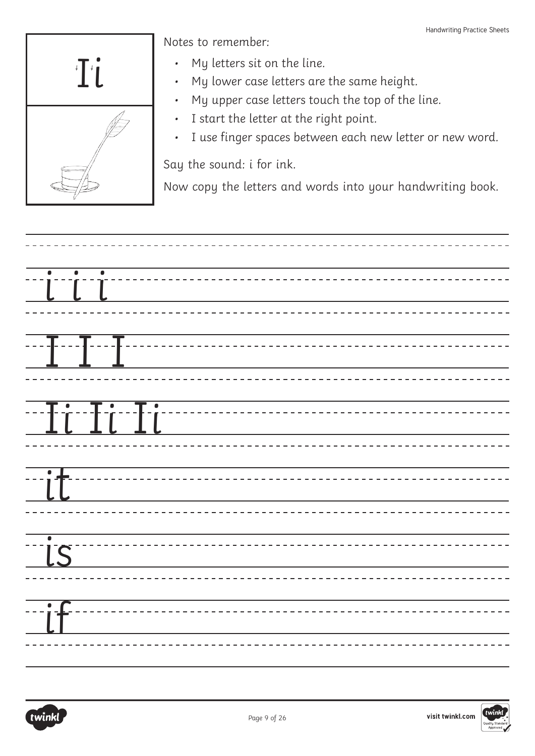Ii

Notes to remember:

- My letters sit on the line.
- My lower case letters are the same height.
- My upper case letters touch the top of the line.
- I start the letter at the right point.
- I use finger spaces between each new letter or new word.

Say the sound: i for ink.

Now copy the letters and words into your handwriting book.

i i i

I I I

Ii Ii Ii

it

is

if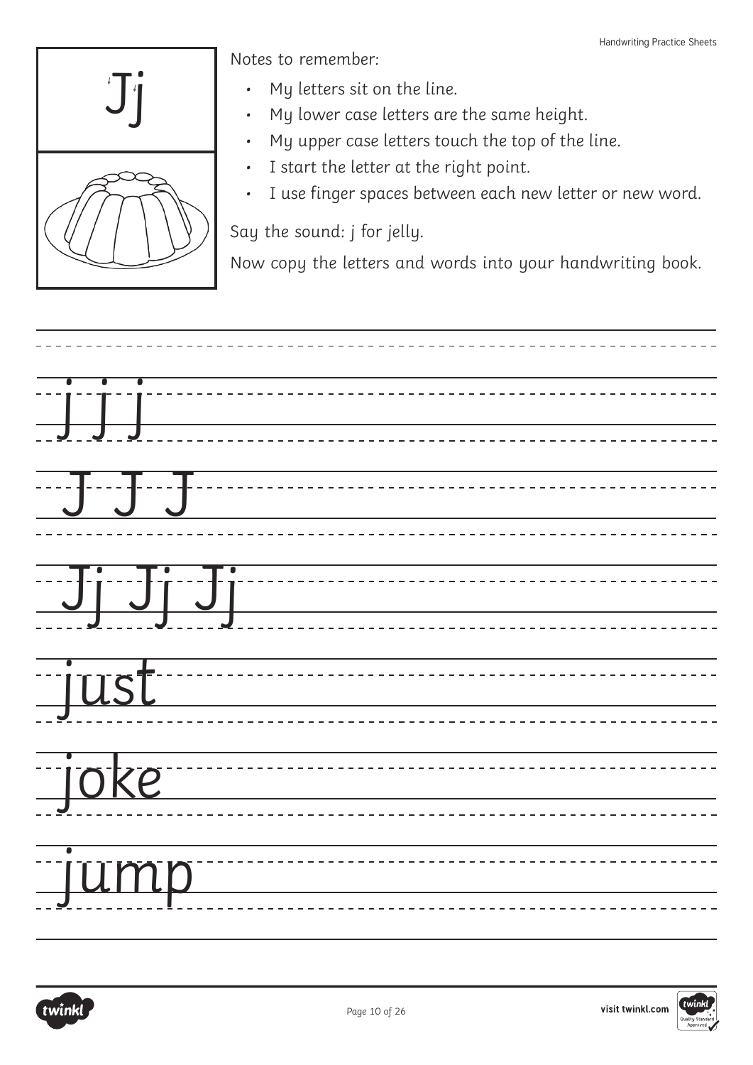Jj

Notes to remember:

- My letters sit on the line.
- My lower case letters are the same height.
- My upper case letters touch the top of the line.
- I start the letter at the right point.
- I use finger spaces between each new letter or new word.

Say the sound: j for jelly.

Now copy the letters and words into your handwriting book.

j j j

J J J

Jj Jj Jj

just

joke

jump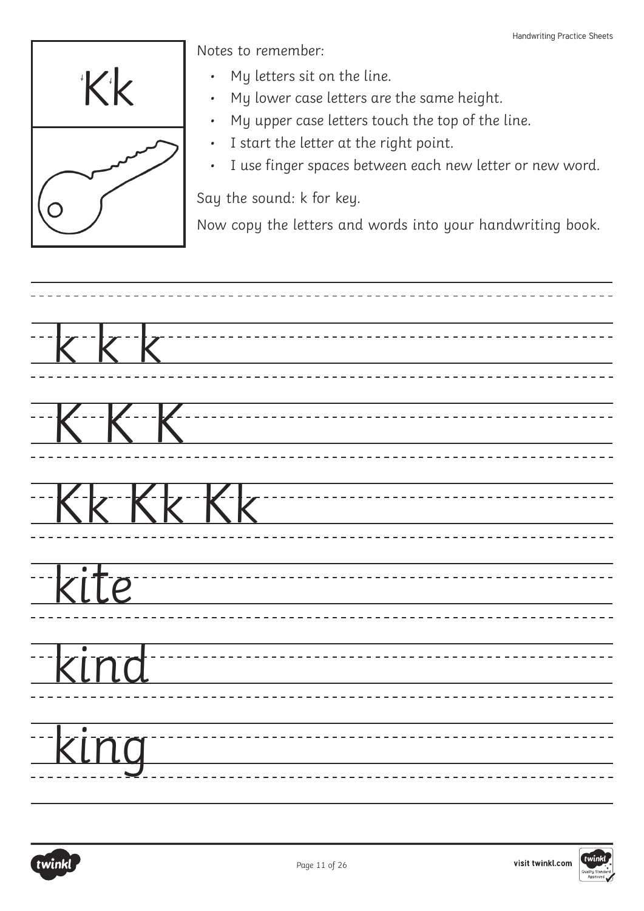# Kk

Notes to remember:

- My letters sit on the line.
- My lower case letters are the same height.
- My upper case letters touch the top of the line.
- I start the letter at the right point.
- I use finger spaces between each new letter or new word.

Say the sound: k for key.

Now copy the letters and words into your handwriting book.

k k k

K K K

Kk Kk Kk

kite

kind

king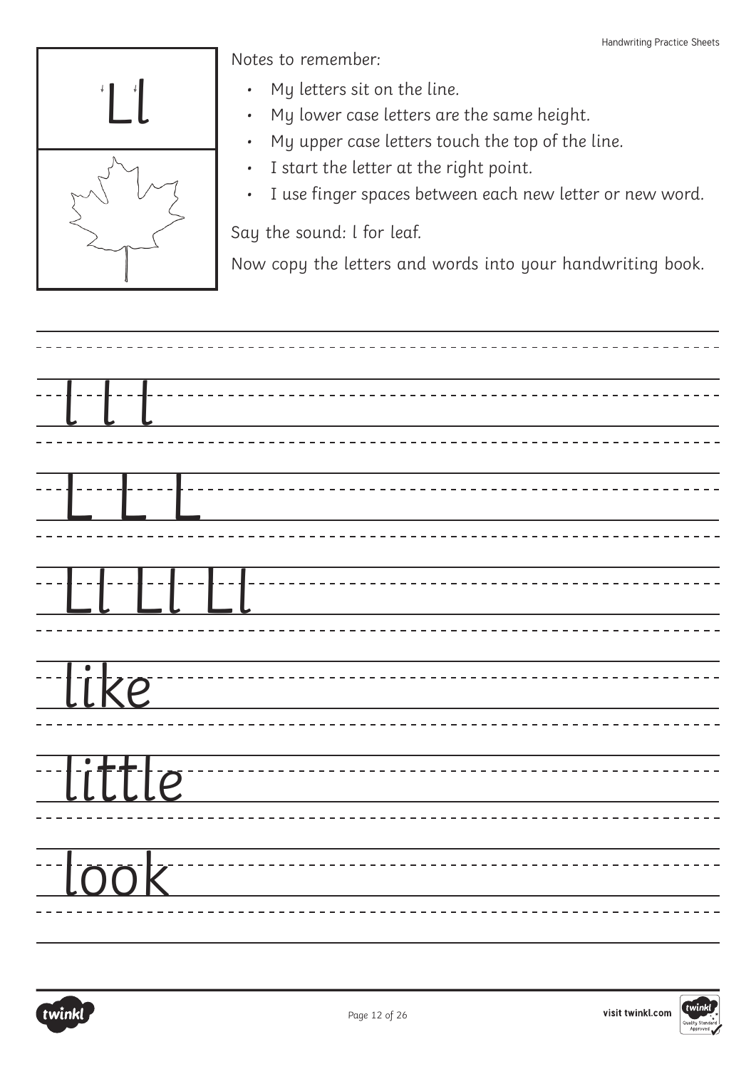Ll

Notes to remember:

- My letters sit on the line.
- My lower case letters are the same height.
- My upper case letters touch the top of the line.
- I start the letter at the right point.
- I use finger spaces between each new letter or new word.

Say the sound: l for leaf.

Now copy the letters and words into your handwriting book.

l l l

L L L

Ll Ll Ll

like

little

look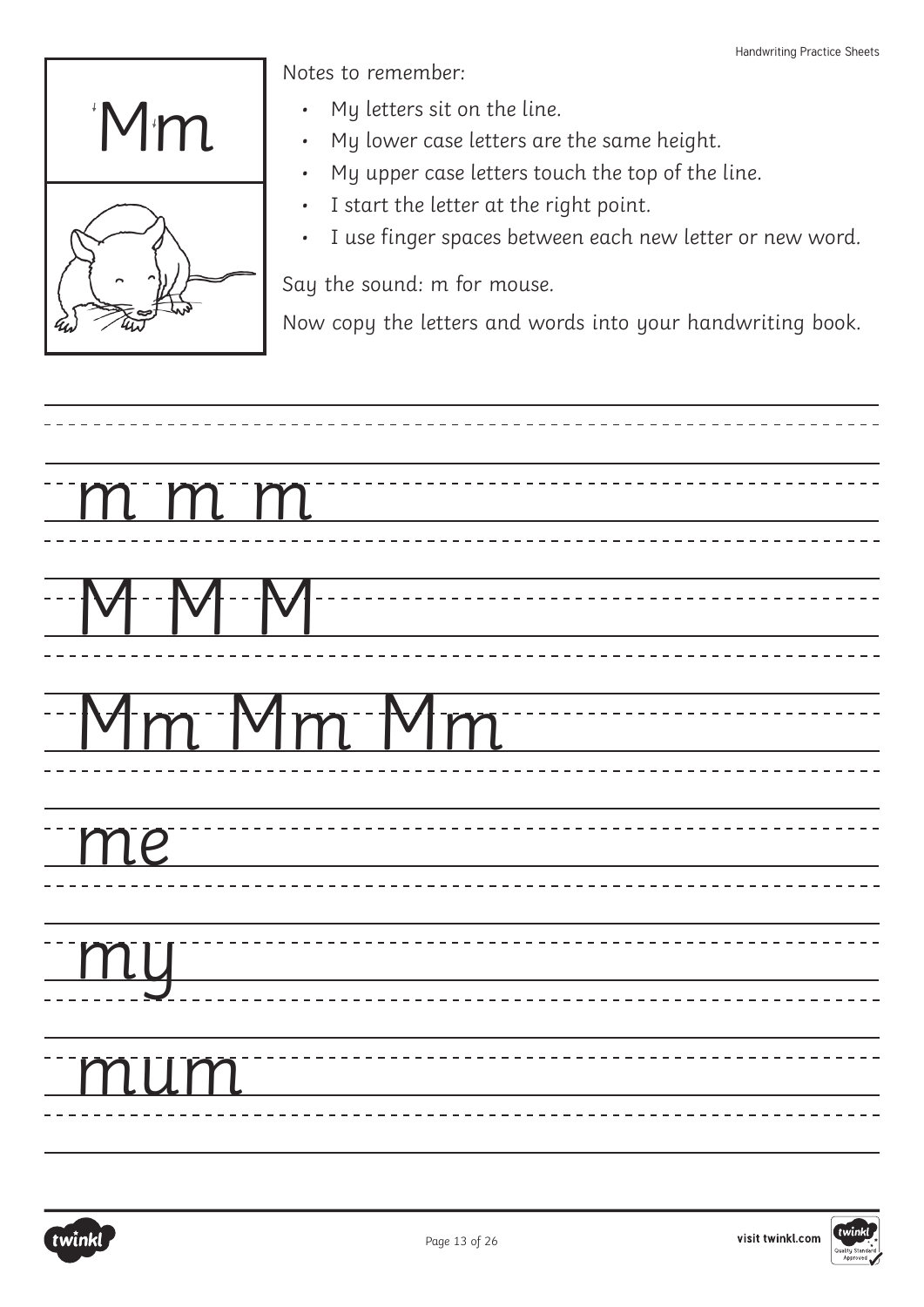# Mm

Notes to remember:

- My letters sit on the line.
- My lower case letters are the same height.
- My upper case letters touch the top of the line.
- I start the letter at the right point.
- I use finger spaces between each new letter or new word.

Say the sound: m for mouse.

Now copy the letters and words into your handwriting book.

m m m

M M M

Mm Mm Mm

me

my

mum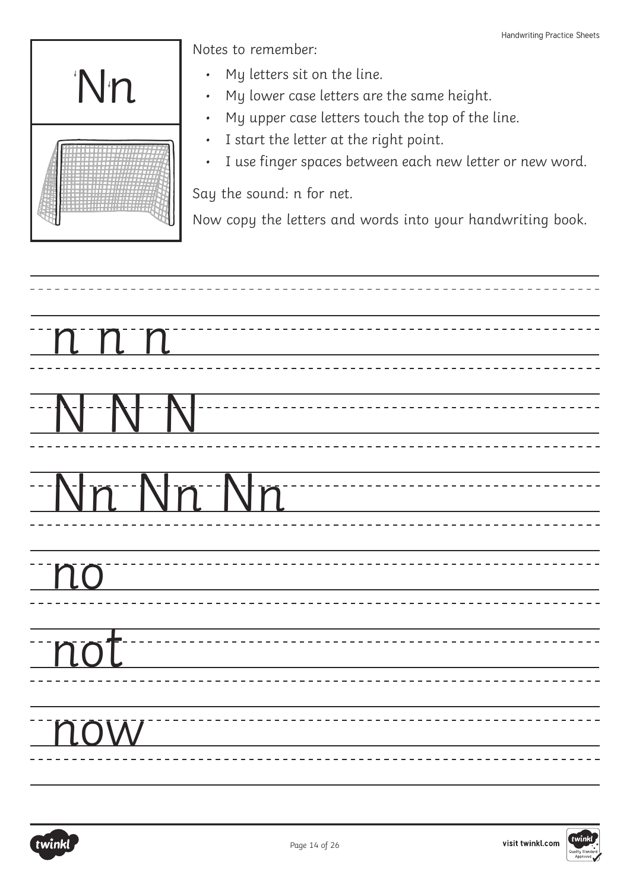Nn

Notes to remember:

- My letters sit on the line.
- My lower case letters are the same height.
- My upper case letters touch the top of the line.
- I start the letter at the right point.
- I use finger spaces between each new letter or new word.

Say the sound: n for net.

Now copy the letters and words into your handwriting book.

n n n

N N N

Nn Nn Nn

no

not

now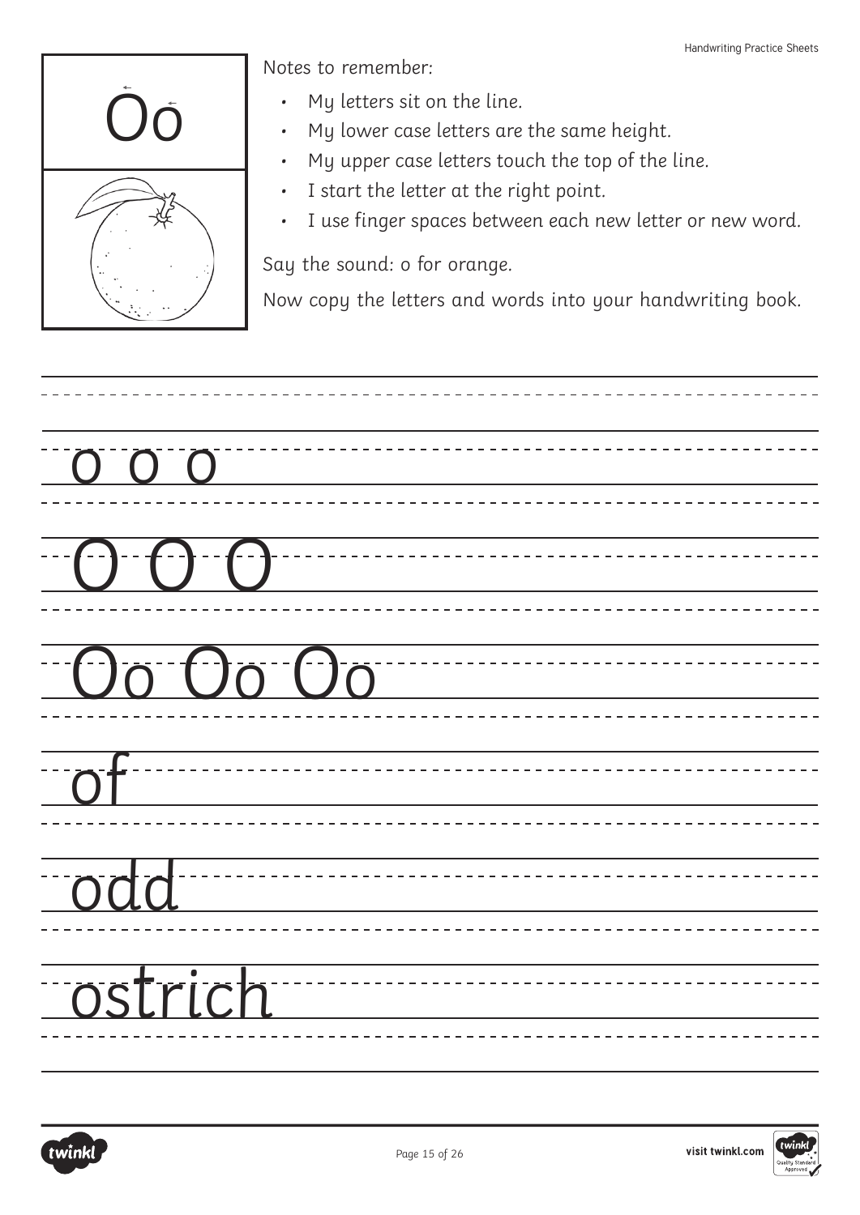Oo

Notes to remember:

- My letters sit on the line.
- My lower case letters are the same height.
- My upper case letters touch the top of the line.
- I start the letter at the right point.
- I use finger spaces between each new letter or new word.

Say the sound: o for orange.

Now copy the letters and words into your handwriting book.

o o o

O O O

Oo Oo Oo

of

odd

ostrich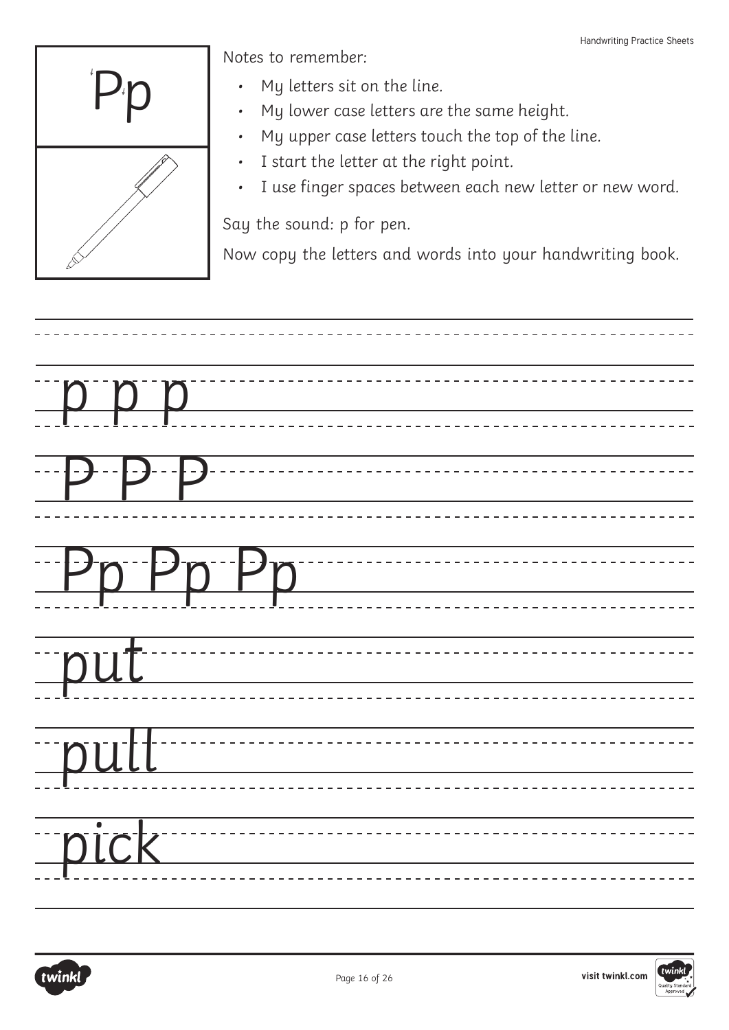Pp

Notes to remember:

- My letters sit on the line.
- My lower case letters are the same height.
- My upper case letters touch the top of the line.
- I start the letter at the right point.
- I use finger spaces between each new letter or new word.

Say the sound: p for pen.

Now copy the letters and words into your handwriting book.

p p p

P P P

Pp Pp Pp

put

pull

pick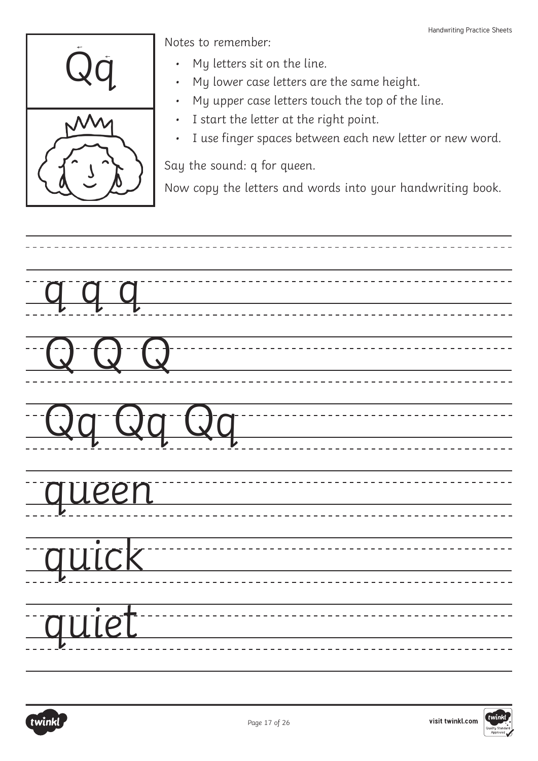Qq

Notes to remember:

- My letters sit on the line.
- My lower case letters are the same height.
- My upper case letters touch the top of the line.
- I start the letter at the right point.
- I use finger spaces between each new letter or new word.

Say the sound: q for queen.

Now copy the letters and words into your handwriting book.

q q q

Q Q Q

Qq Qq Qq

queen

quick

quiet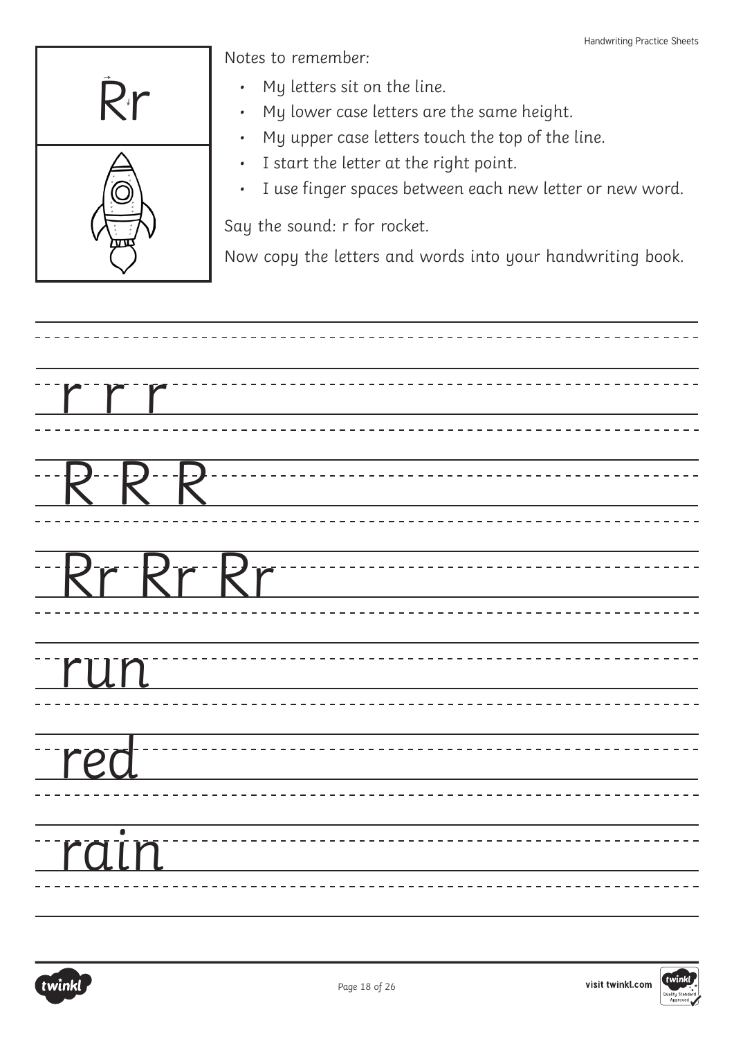Rr

Notes to remember:

- My letters sit on the line.
- My lower case letters are the same height.
- My upper case letters touch the top of the line.
- I start the letter at the right point.
- I use finger spaces between each new letter or new word.

Say the sound: r for rocket.

Now copy the letters and words into your handwriting book.

r r r

R R R

Rr Rr Rr

run

red

rain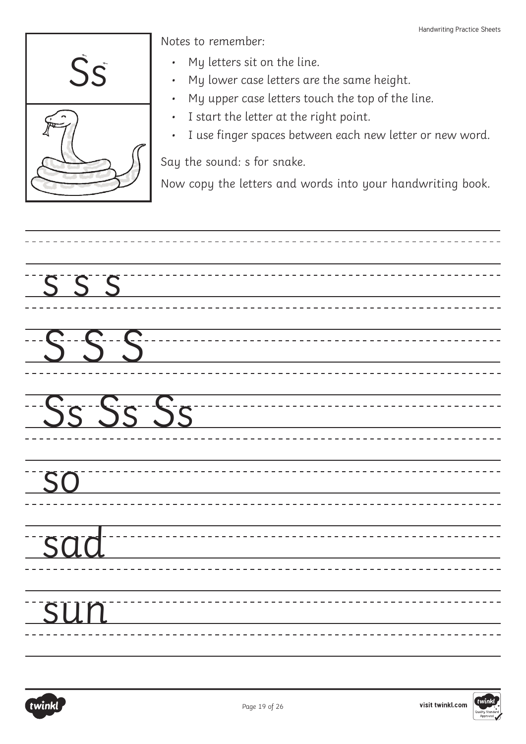Ss

Notes to remember:

- My letters sit on the line.
- My lower case letters are the same height.
- My upper case letters touch the top of the line.
- I start the letter at the right point.
- I use finger spaces between each new letter or new word.

Say the sound: s for snake.

Now copy the letters and words into your handwriting book.

s s s

S S S

Ss Ss Ss

so

sad

sun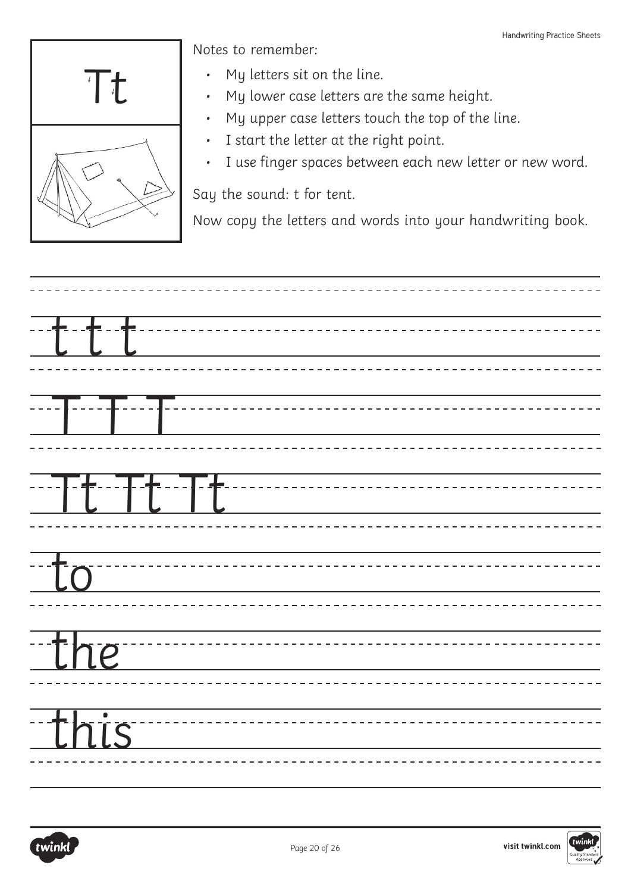Tt

Notes to remember:

- My letters sit on the line.
- My lower case letters are the same height.
- My upper case letters touch the top of the line.
- I start the letter at the right point.
- I use finger spaces between each new letter or new word.

Say the sound: t for tent.

Now copy the letters and words into your handwriting book.

t t t

T T T

Tt Tt Tt

to

the

this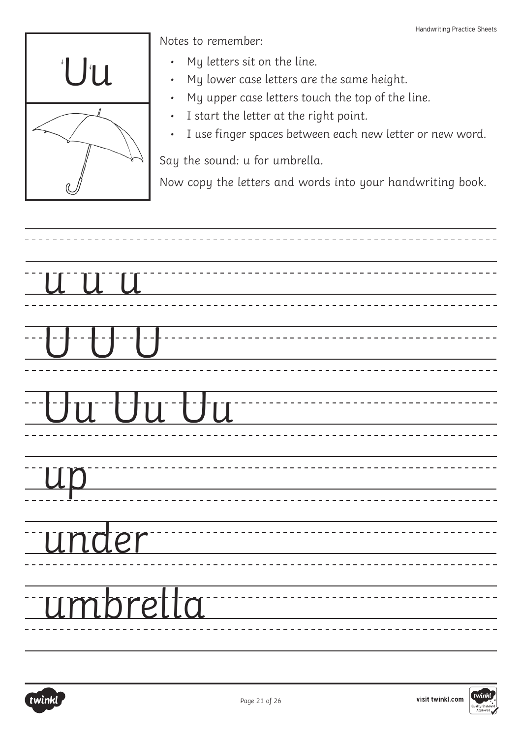Uu

Notes to remember:

- My letters sit on the line.
- My lower case letters are the same height.
- My upper case letters touch the top of the line.
- I start the letter at the right point.
- I use finger spaces between each new letter or new word.

Say the sound: u for umbrella.

Now copy the letters and words into your handwriting book.

u u u

U U U

Uu Uu Uu

up

under

umbrella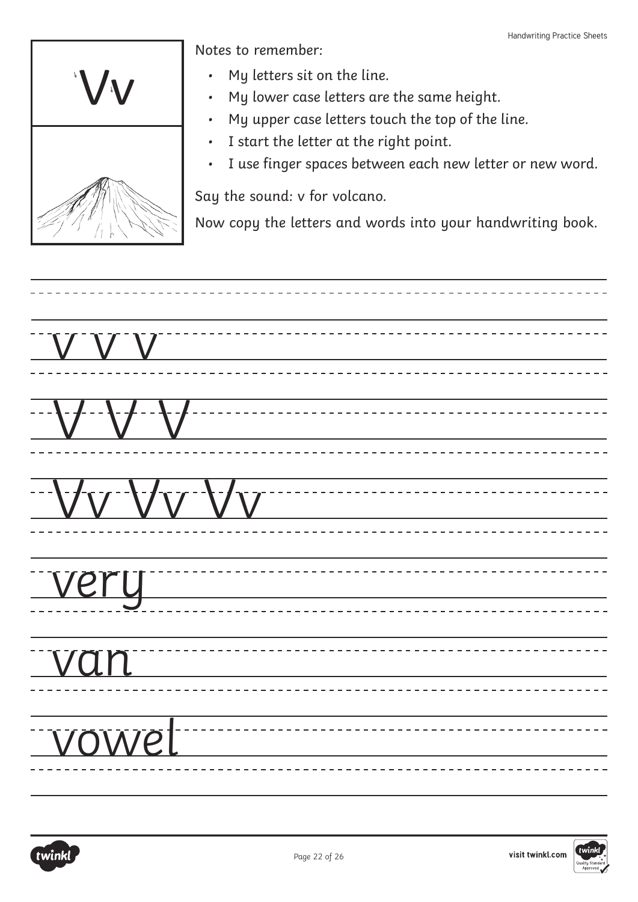Vv

Notes to remember:

- My letters sit on the line.
- My lower case letters are the same height.
- My upper case letters touch the top of the line.
- I start the letter at the right point.
- I use finger spaces between each new letter or new word.

Say the sound: v for volcano.

Now copy the letters and words into your handwriting book.

v v v

V V V

Vv Vv Vv

very

van

vowel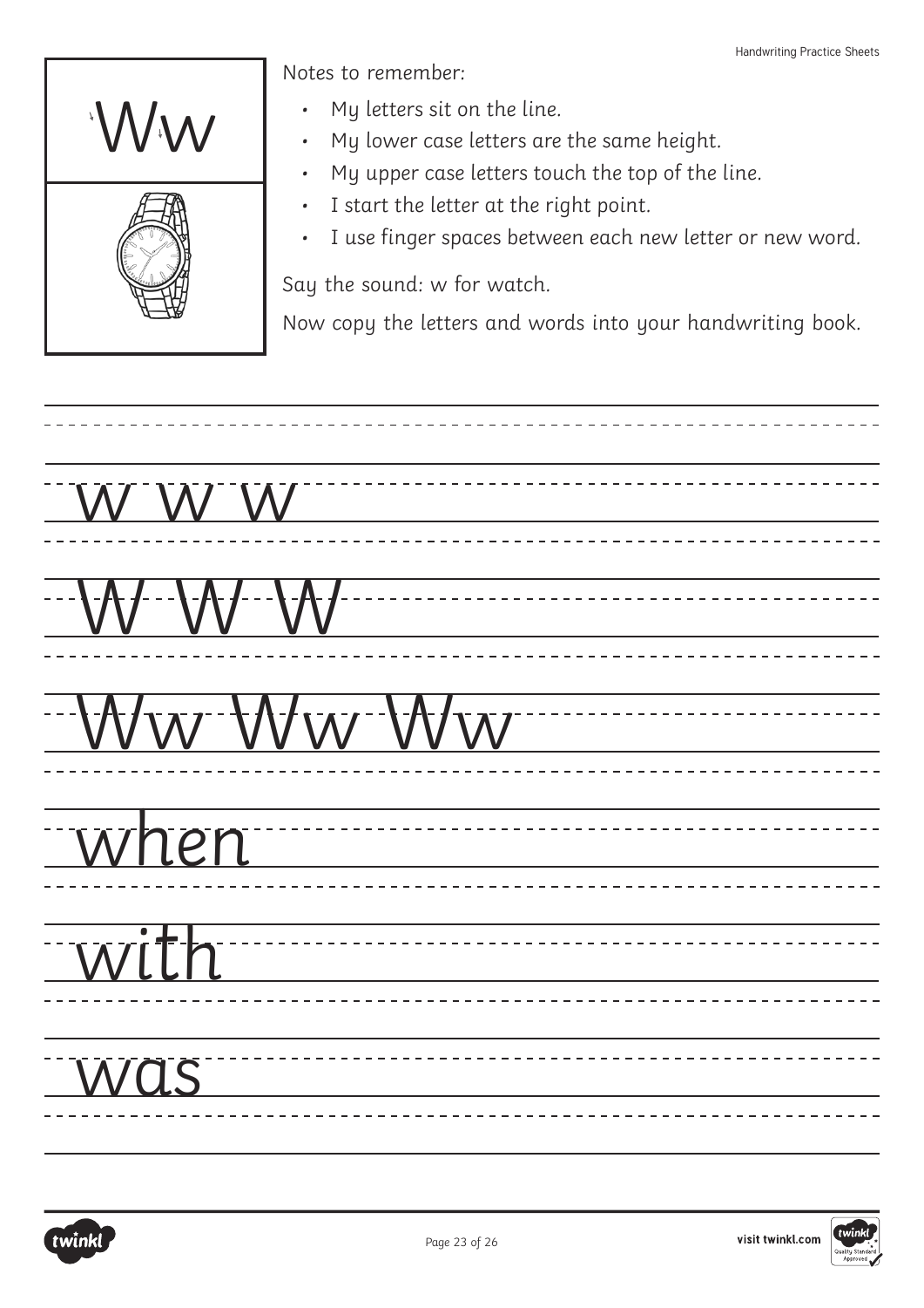Ww

Notes to remember:

- My letters sit on the line.
- My lower case letters are the same height.
- My upper case letters touch the top of the line.
- I start the letter at the right point.
- I use finger spaces between each new letter or new word.

Say the sound: w for watch.

Now copy the letters and words into your handwriting book.

w w w

W W W

Ww Ww Ww

when

with

was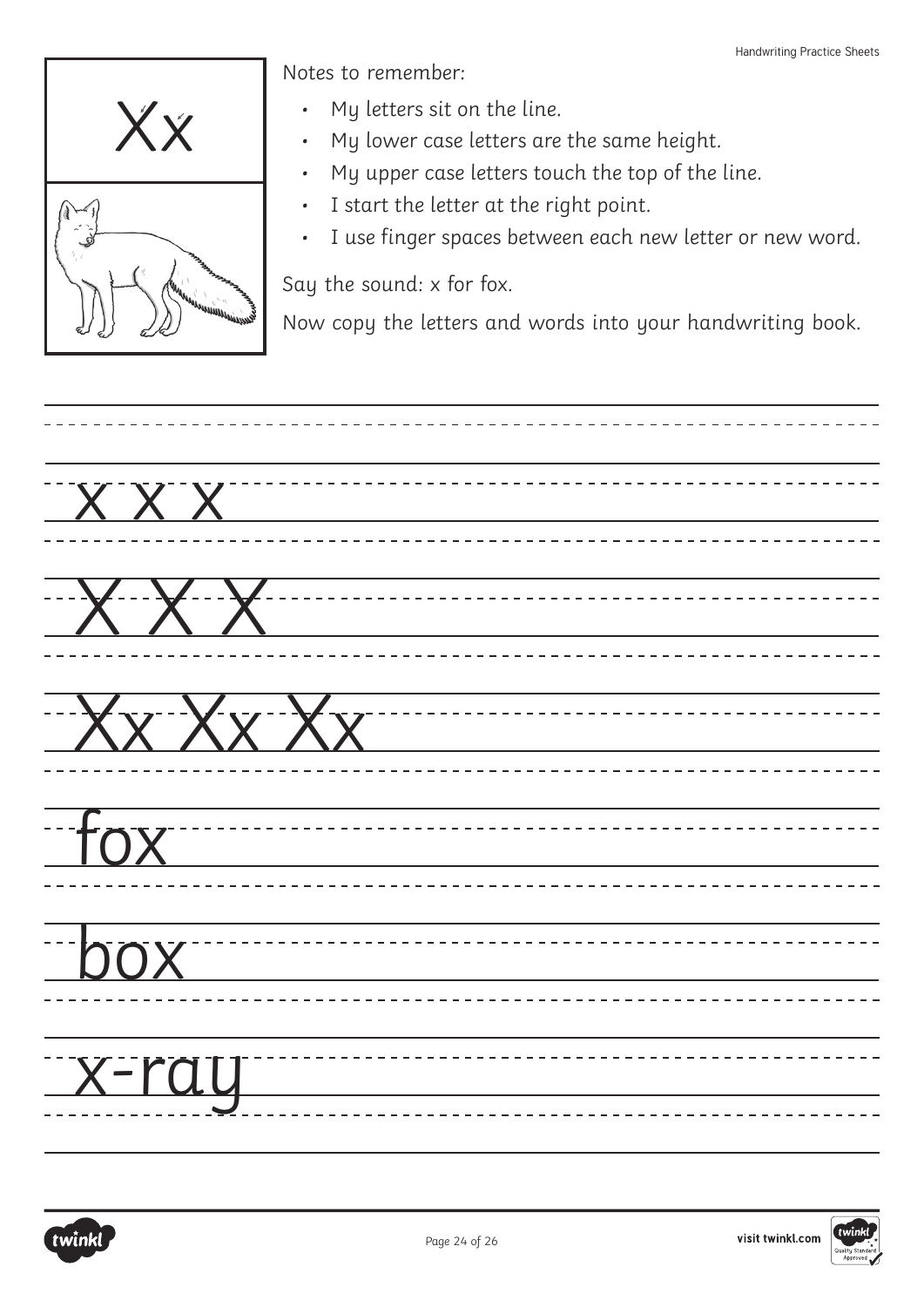Xx

Notes to remember:

- My letters sit on the line.
- My lower case letters are the same height.
- My upper case letters touch the top of the line.
- I start the letter at the right point.
- I use finger spaces between each new letter or new word.

Say the sound: x for fox.

Now copy the letters and words into your handwriting book.

x x x

X X X

Xx Xx Xx

fox

box

x-ray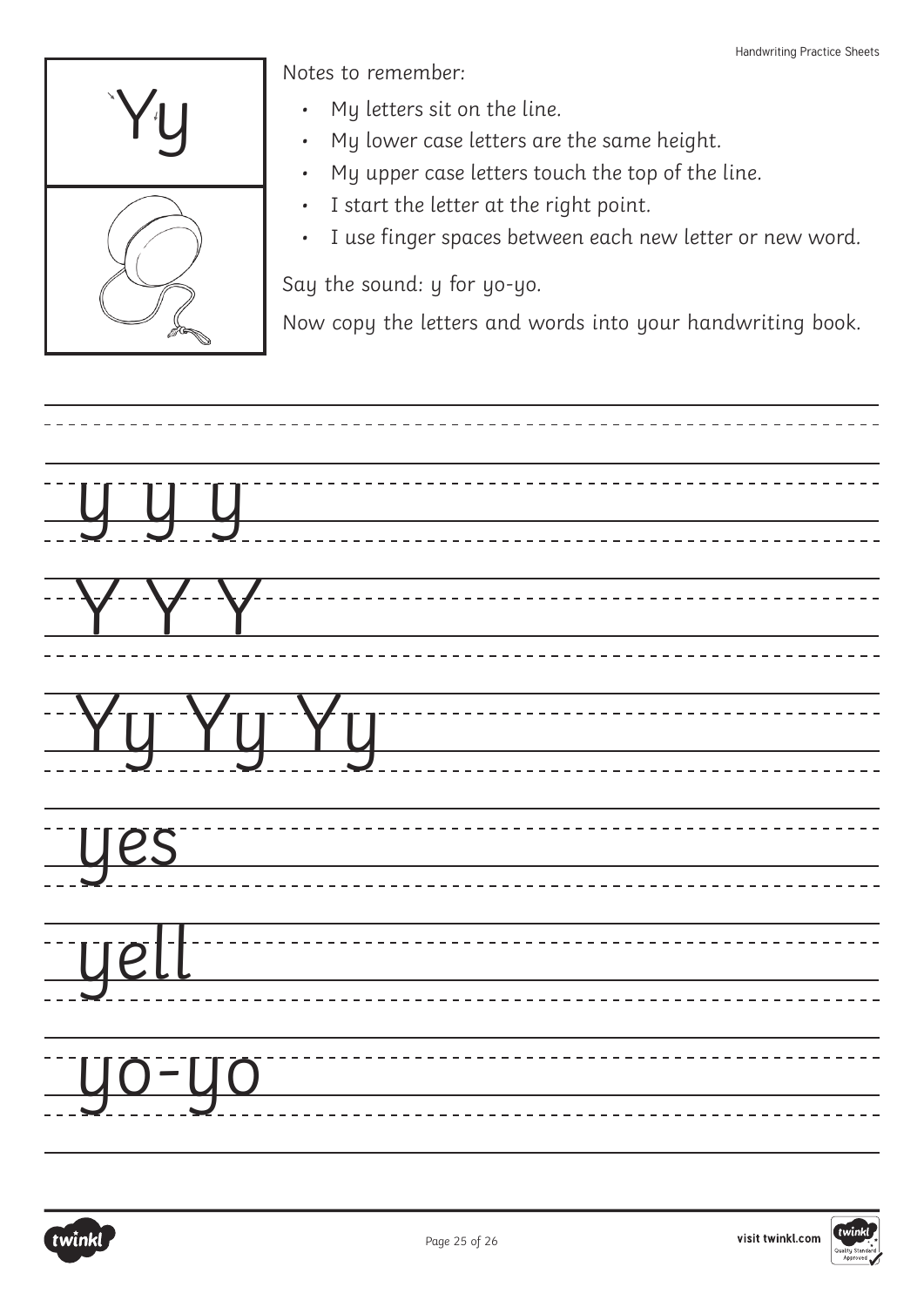Yy

Notes to remember:

- My letters sit on the line.
- My lower case letters are the same height.
- My upper case letters touch the top of the line.
- I start the letter at the right point.
- I use finger spaces between each new letter or new word.

Say the sound: y for yo-yo.

Now copy the letters and words into your handwriting book.

y y y

Y Y Y

Yy Yy Yy

yes

yell

yo-yo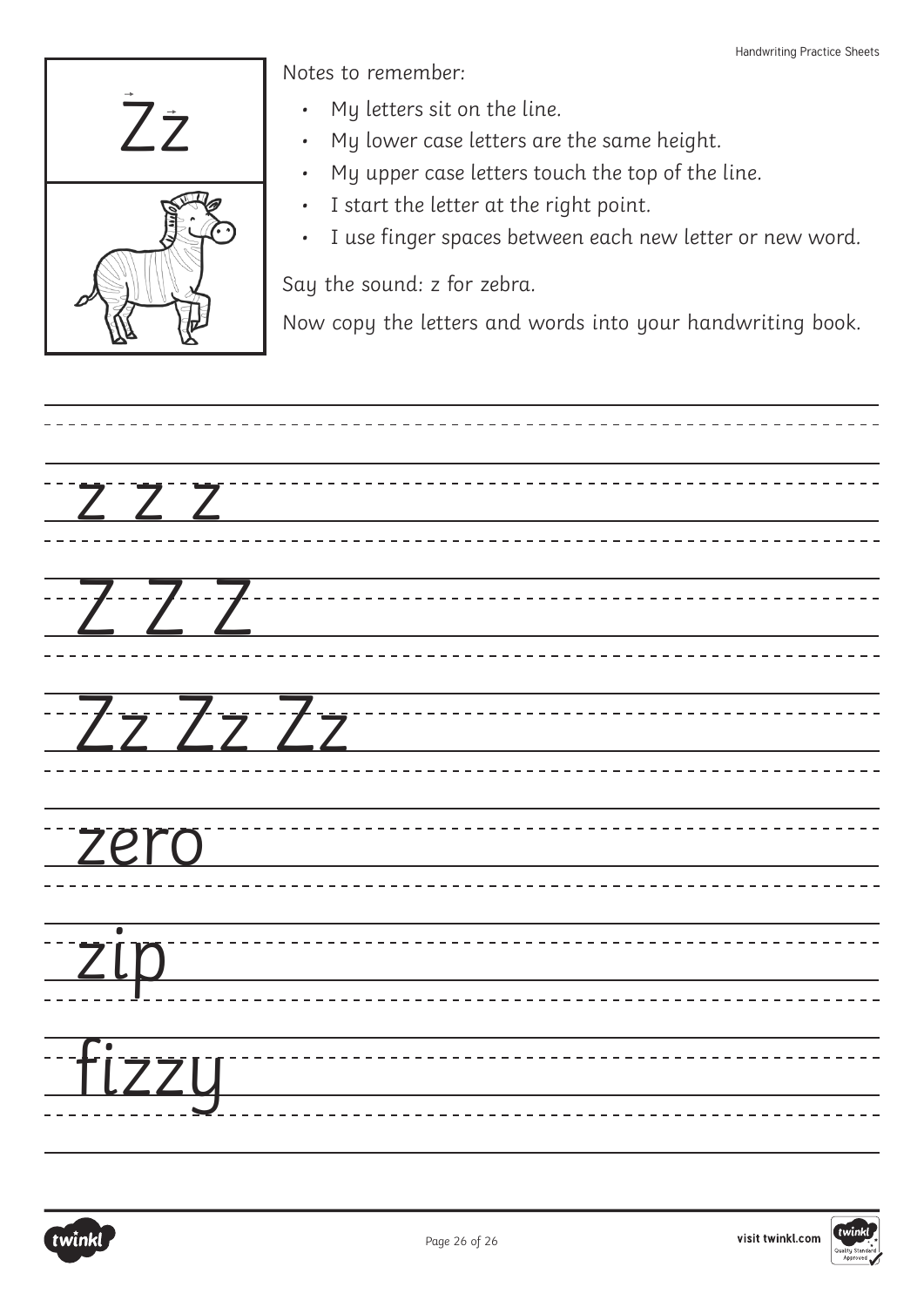Zz

Notes to remember:

- My letters sit on the line.
- My lower case letters are the same height.
- My upper case letters touch the top of the line.
- I start the letter at the right point.
- I use finger spaces between each new letter or new word.

Say the sound: z for zebra.

Now copy the letters and words into your handwriting book.

z z z

Z Z Z

Zz Zz Zz

zero

zip

fizzy